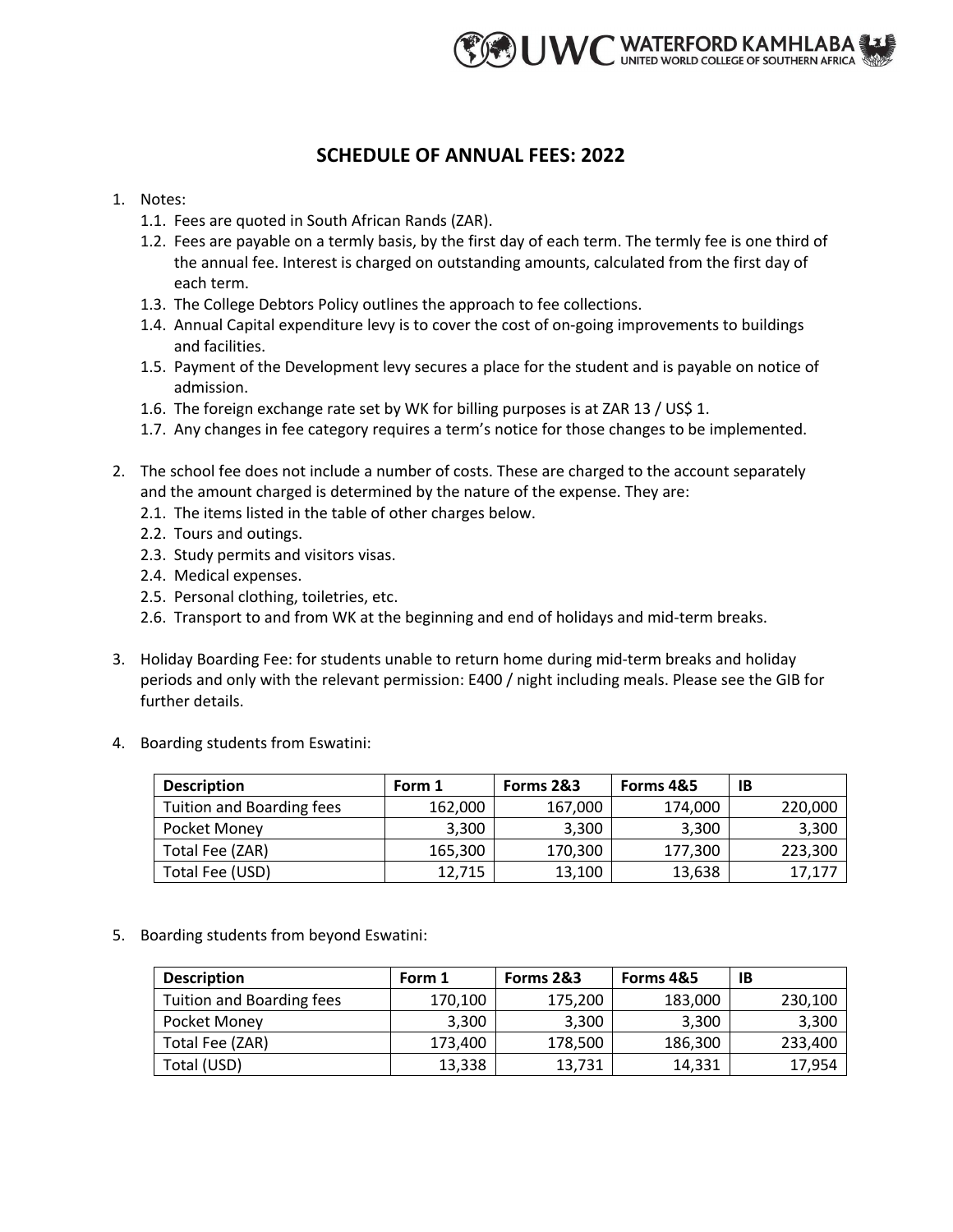# SCHEDULE OF ANNUAL FEES: 2022

1. Notes:
   1.1. Fees are quoted in South African Rands (ZAR).
   1.2. Fees are payable on a termly basis, by the first day of each term. The termly fee is one third of the annual fee. Interest is charged on outstanding amounts, calculated from the first day of each term.
   1.3. The College Debtors Policy outlines the approach to fee collections.
   1.4. Annual Capital expenditure levy is to cover the cost of on-going improvements to buildings and facilities.
   1.5. Payment of the Development levy secures a place for the student and is payable on notice of admission.
   1.6. The foreign exchange rate set by WK for billing purposes is at ZAR 13 / US$ 1.
   1.7. Any changes in fee category requires a term's notice for those changes to be implemented.

2. The school fee does not include a number of costs. These are charged to the account separately and the amount charged is determined by the nature of the expense. They are:
   2.1. The items listed in the table of other charges below.
   2.2. Tours and outings.
   2.3. Study permits and visitors visas.
   2.4. Medical expenses.
   2.5. Personal clothing, toiletries, etc.
   2.6. Transport to and from WK at the beginning and end of holidays and mid-term breaks.

3. Holiday Boarding Fee: for students unable to return home during mid-term breaks and holiday periods and only with the relevant permission: E400 / night including meals. Please see the GIB for further details.

4. Boarding students from Eswatini:

| Description | Form 1 | Forms 2&3 | Forms 4&5 | IB |
|---|---|---|---|---|
| Tuition and Boarding fees | 162,000 | 167,000 | 174,000 | 220,000 |
| Pocket Money | 3,300 | 3,300 | 3,300 | 3,300 |
| Total Fee (ZAR) | 165,300 | 170,300 | 177,300 | 223,300 |
| Total Fee (USD) | 12,715 | 13,100 | 13,638 | 17,177 |

5. Boarding students from beyond Eswatini:

| Description | Form 1 | Forms 2&3 | Forms 4&5 | IB |
|---|---|---|---|---|
| Tuition and Boarding fees | 170,100 | 175,200 | 183,000 | 230,100 |
| Pocket Money | 3,300 | 3,300 | 3,300 | 3,300 |
| Total Fee (ZAR) | 173,400 | 178,500 | 186,300 | 233,400 |
| Total (USD) | 13,338 | 13,731 | 14,331 | 17,954 |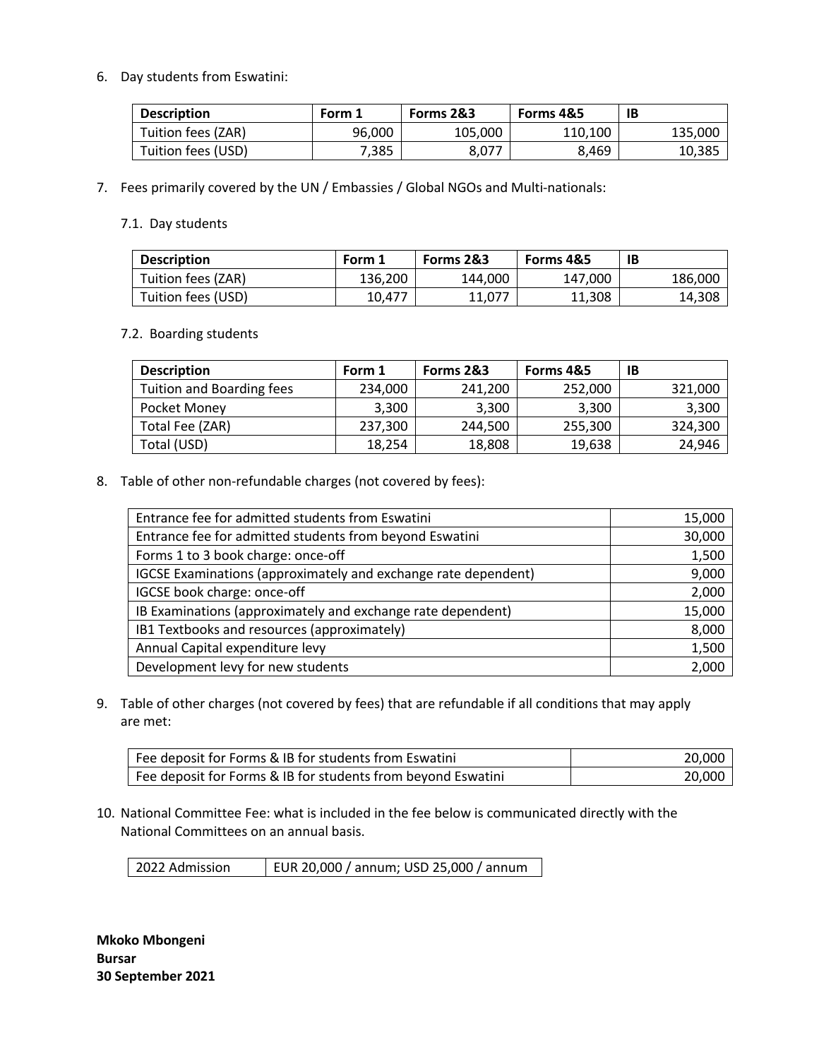6. Day students from Eswatini:

| Description | Form 1 | Forms 2&3 | Forms 4&5 | IB |
|---|---|---|---|---|
| Tuition fees (ZAR) | 96,000 | 105,000 | 110,100 | 135,000 |
| Tuition fees (USD) | 7,385 | 8,077 | 8,469 | 10,385 |

7. Fees primarily covered by the UN / Embassies / Global NGOs and Multi-nationals:

7.1. Day students

| Description | Form 1 | Forms 2&3 | Forms 4&5 | IB |
|---|---|---|---|---|
| Tuition fees (ZAR) | 136,200 | 144,000 | 147,000 | 186,000 |
| Tuition fees (USD) | 10,477 | 11,077 | 11,308 | 14,308 |

7.2. Boarding students

| Description | Form 1 | Forms 2&3 | Forms 4&5 | IB |
|---|---|---|---|---|
| Tuition and Boarding fees | 234,000 | 241,200 | 252,000 | 321,000 |
| Pocket Money | 3,300 | 3,300 | 3,300 | 3,300 |
| Total Fee (ZAR) | 237,300 | 244,500 | 255,300 | 324,300 |
| Total (USD) | 18,254 | 18,808 | 19,638 | 24,946 |

8. Table of other non-refundable charges (not covered by fees):

| | |
|---|---|
| Entrance fee for admitted students from Eswatini | 15,000 |
| Entrance fee for admitted students from beyond Eswatini | 30,000 |
| Forms 1 to 3 book charge: once-off | 1,500 |
| IGCSE Examinations (approximately and exchange rate dependent) | 9,000 |
| IGCSE book charge: once-off | 2,000 |
| IB Examinations (approximately and exchange rate dependent) | 15,000 |
| IB1 Textbooks and resources (approximately) | 8,000 |
| Annual Capital expenditure levy | 1,500 |
| Development levy for new students | 2,000 |

9. Table of other charges (not covered by fees) that are refundable if all conditions that may apply are met:

| | |
|---|---|
| Fee deposit for Forms & IB for students from Eswatini | 20,000 |
| Fee deposit for Forms & IB for students from beyond Eswatini | 20,000 |

10. National Committee Fee: what is included in the fee below is communicated directly with the National Committees on an annual basis.

| | |
|---|---|
| 2022 Admission | EUR 20,000 / annum; USD 25,000 / annum |

**Mkoko Mbongeni**
**Bursar**
**30 September 2021**